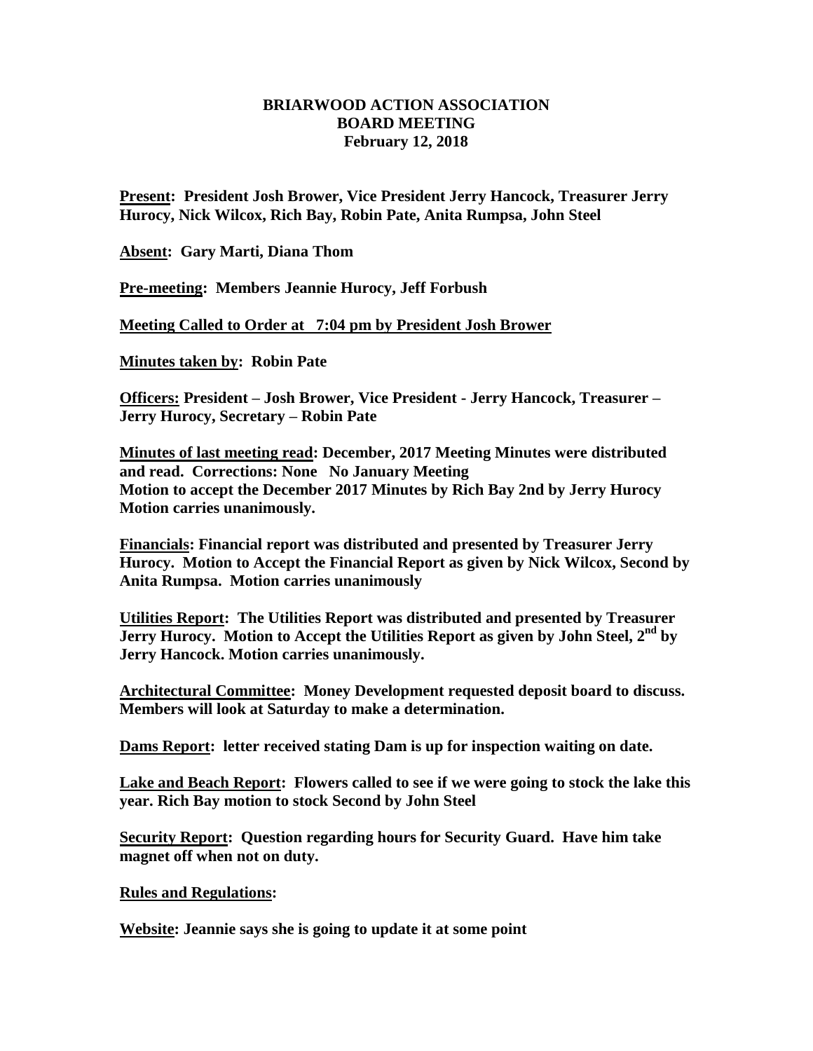**BRIARWOOD ACTION ASSOCIATION**
**BOARD MEETING**
**February 12, 2018**

**Present: President Josh Brower, Vice President Jerry Hancock, Treasurer Jerry Hurocy, Nick Wilcox, Rich Bay, Robin Pate, Anita Rumpsa, John Steel**

**Absent: Gary Marti, Diana Thom**

**Pre-meeting: Members Jeannie Hurocy, Jeff Forbush**

**Meeting Called to Order at 7:04 pm by President Josh Brower**

**Minutes taken by: Robin Pate**

**Officers: President – Josh Brower, Vice President - Jerry Hancock, Treasurer – Jerry Hurocy, Secretary – Robin Pate**

**Minutes of last meeting read: December, 2017 Meeting Minutes were distributed and read. Corrections: None No January Meeting**
**Motion to accept the December 2017 Minutes by Rich Bay 2nd by Jerry Hurocy Motion carries unanimously.**

**Financials: Financial report was distributed and presented by Treasurer Jerry Hurocy. Motion to Accept the Financial Report as given by Nick Wilcox, Second by Anita Rumpsa. Motion carries unanimously**

**Utilities Report: The Utilities Report was distributed and presented by Treasurer Jerry Hurocy. Motion to Accept the Utilities Report as given by John Steel, 2nd by Jerry Hancock. Motion carries unanimously.**

**Architectural Committee: Money Development requested deposit board to discuss. Members will look at Saturday to make a determination.**

**Dams Report: letter received stating Dam is up for inspection waiting on date.**

**Lake and Beach Report: Flowers called to see if we were going to stock the lake this year. Rich Bay motion to stock Second by John Steel**

**Security Report: Question regarding hours for Security Guard. Have him take magnet off when not on duty.**

**Rules and Regulations:**

**Website: Jeannie says she is going to update it at some point**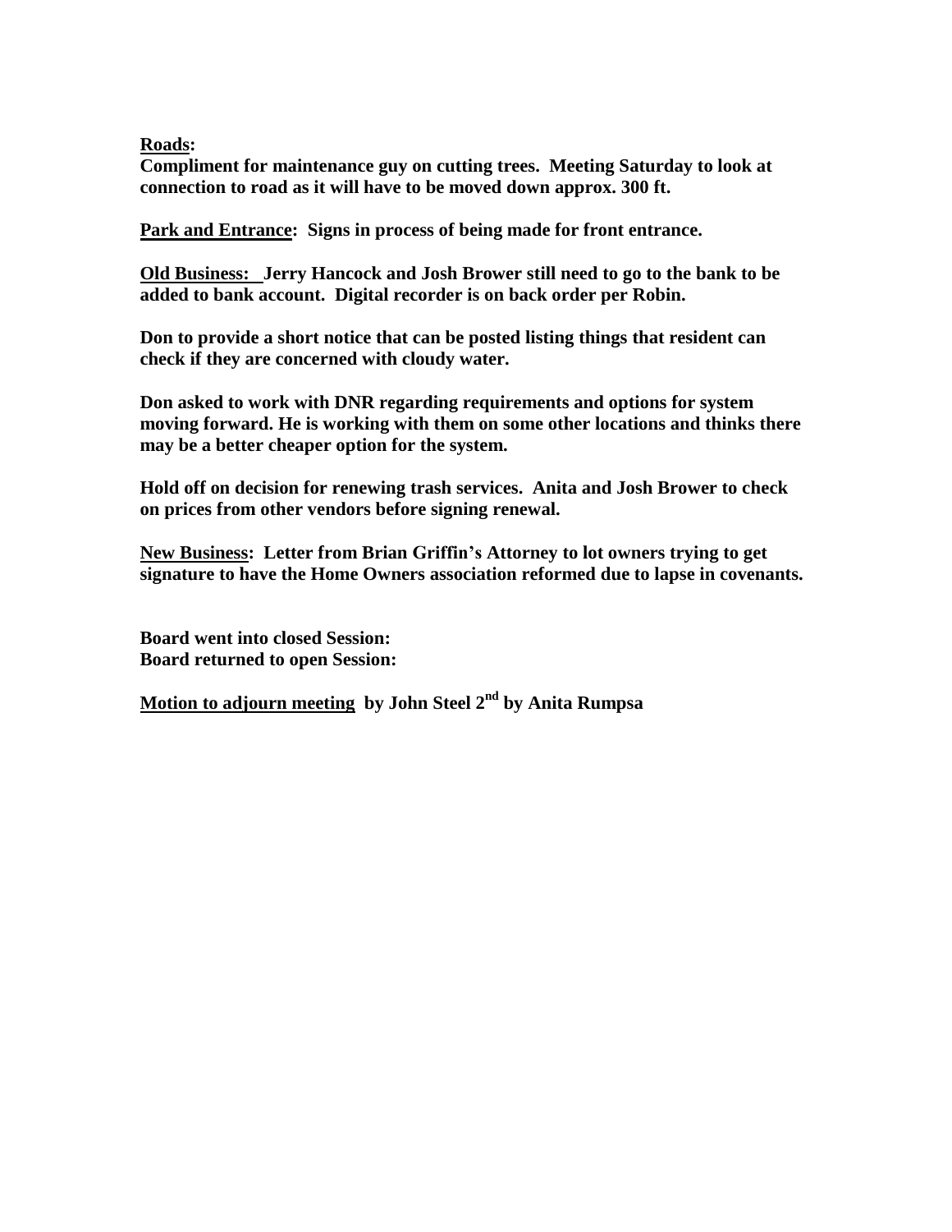**<u>Roads</u>:**
**Compliment for maintenance guy on cutting trees. Meeting Saturday to look at connection to road as it will have to be moved down approx. 300 ft.**

**<u>Park and Entrance</u>: Signs in process of being made for front entrance.**

**<u>Old Business:</u> Jerry Hancock and Josh Brower still need to go to the bank to be added to bank account. Digital recorder is on back order per Robin.**

**Don to provide a short notice that can be posted listing things that resident can check if they are concerned with cloudy water.**

**Don asked to work with DNR regarding requirements and options for system moving forward. He is working with them on some other locations and thinks there may be a better cheaper option for the system.**

**Hold off on decision for renewing trash services. Anita and Josh Brower to check on prices from other vendors before signing renewal.**

**<u>New Business</u>: Letter from Brian Griffin's Attorney to lot owners trying to get signature to have the Home Owners association reformed due to lapse in covenants.**

**Board went into closed Session:**
**Board returned to open Session:**

**<u>Motion to adjourn meeting</u> by John Steel 2nd by Anita Rumpsa**